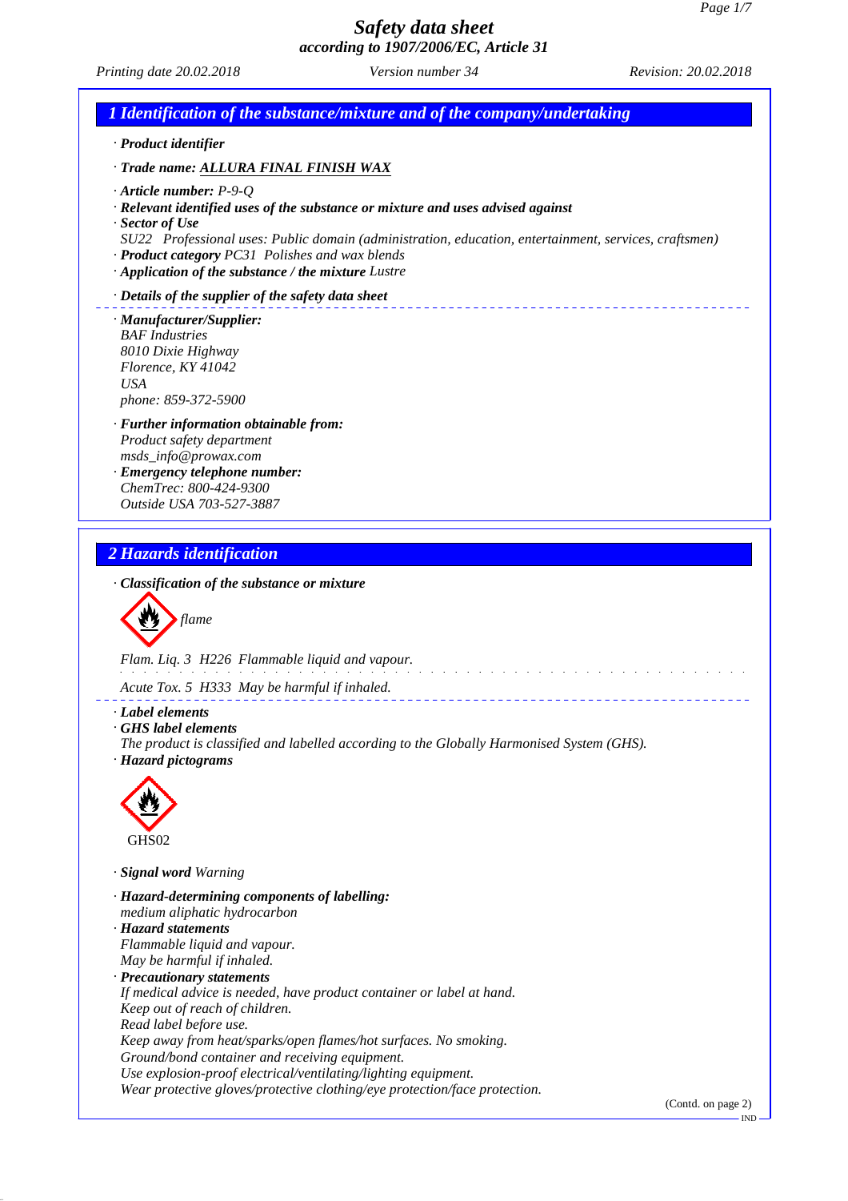# Safety data sheet
## according to 1907/2006/EC, Article 31

*Printing date 20.02.2018* *Version number 34* *Revision: 20.02.2018*

## 1 Identification of the substance/mixture and of the company/undertaking

· **Product identifier**

· **Trade name: ALLURA FINAL FINISH WAX**

· **Article number:** P-9-Q
· **Relevant identified uses of the substance or mixture and uses advised against**
· **Sector of Use**
SU22 Professional uses: Public domain (administration, education, entertainment, services, craftsmen)
· **Product category** PC31 Polishes and wax blends
· **Application of the substance / the mixture** Lustre

· **Details of the supplier of the safety data sheet**

· **Manufacturer/Supplier:**
BAF Industries
8010 Dixie Highway
Florence, KY 41042
USA
phone: 859-372-5900

· **Further information obtainable from:**
Product safety department
msds_info@prowax.com
· **Emergency telephone number:**
ChemTrec: 800-424-9300
Outside USA 703-527-3887

## 2 Hazards identification

· **Classification of the substance or mixture**

flame

Flam. Liq. 3 H226 Flammable liquid and vapour.

Acute Tox. 5 H333 May be harmful if inhaled.

· **Label elements**
· **GHS label elements**
The product is classified and labelled according to the Globally Harmonised System (GHS).
· **Hazard pictograms**

GHS02

· **Signal word** Warning

· **Hazard-determining components of labelling:**
medium aliphatic hydrocarbon
· **Hazard statements**
Flammable liquid and vapour.
May be harmful if inhaled.
· **Precautionary statements**
If medical advice is needed, have product container or label at hand.
Keep out of reach of children.
Read label before use.
Keep away from heat/sparks/open flames/hot surfaces. No smoking.
Ground/bond container and receiving equipment.
Use explosion-proof electrical/ventilating/lighting equipment.
Wear protective gloves/protective clothing/eye protection/face protection.

(Contd. on page 2)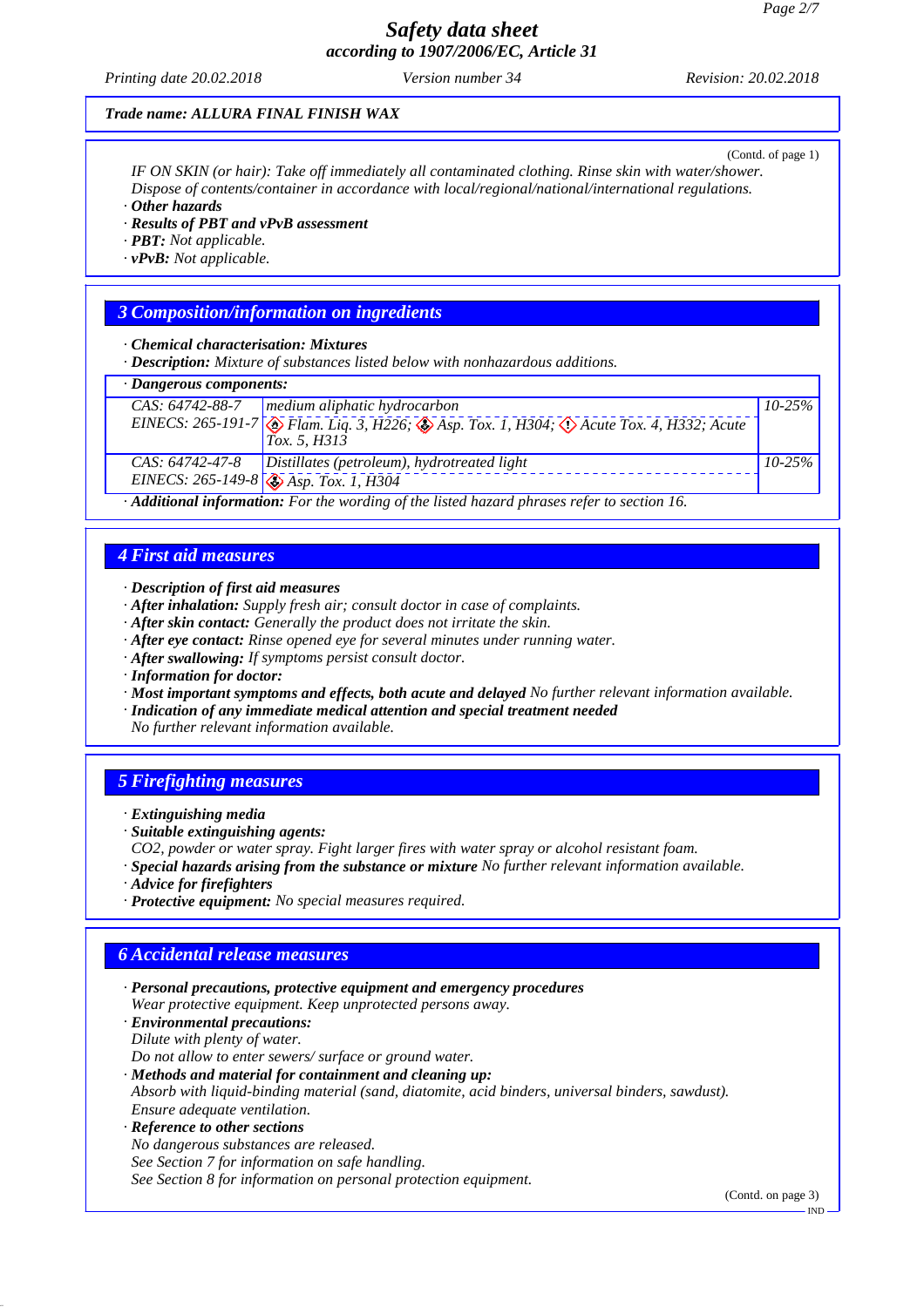**Trade name: ALLURA FINAL FINISH WAX**

(Contd. of page 1)

*IF ON SKIN (or hair): Take off immediately all contaminated clothing. Rinse skin with water/shower.*
*Dispose of contents/container in accordance with local/regional/national/international regulations.*

· **Other hazards**
· **Results of PBT and vPvB assessment**
· **PBT:** *Not applicable.*
· **vPvB:** *Not applicable.*

## 3 Composition/information on ingredients

· **Chemical characterisation: Mixtures**
· **Description:** *Mixture of substances listed below with nonhazardous additions.*

· **Dangerous components:**

| | | |
|---|---|---|
| CAS: 64742-88-7<br>EINECS: 265-191-7 | medium aliphatic hydrocarbon<br>Flam. Liq. 3, H226; Asp. Tox. 1, H304; Acute Tox. 4, H332; Acute Tox. 5, H313 | 10-25% |
| CAS: 64742-47-8<br>EINECS: 265-149-8 | Distillates (petroleum), hydrotreated light<br>Asp. Tox. 1, H304 | 10-25% |

· **Additional information:** *For the wording of the listed hazard phrases refer to section 16.*

## 4 First aid measures

· **Description of first aid measures**
· **After inhalation:** *Supply fresh air; consult doctor in case of complaints.*
· **After skin contact:** *Generally the product does not irritate the skin.*
· **After eye contact:** *Rinse opened eye for several minutes under running water.*
· **After swallowing:** *If symptoms persist consult doctor.*
· **Information for doctor:**
· **Most important symptoms and effects, both acute and delayed** *No further relevant information available.*
· **Indication of any immediate medical attention and special treatment needed**
*No further relevant information available.*

## 5 Firefighting measures

· **Extinguishing media**
· **Suitable extinguishing agents:**
*CO2, powder or water spray. Fight larger fires with water spray or alcohol resistant foam.*
· **Special hazards arising from the substance or mixture** *No further relevant information available.*
· **Advice for firefighters**
· **Protective equipment:** *No special measures required.*

## 6 Accidental release measures

· **Personal precautions, protective equipment and emergency procedures**
*Wear protective equipment. Keep unprotected persons away.*
· **Environmental precautions:**
*Dilute with plenty of water.*
*Do not allow to enter sewers/ surface or ground water.*
· **Methods and material for containment and cleaning up:**
*Absorb with liquid-binding material (sand, diatomite, acid binders, universal binders, sawdust).*
*Ensure adequate ventilation.*
· **Reference to other sections**
*No dangerous substances are released.*
*See Section 7 for information on safe handling.*
*See Section 8 for information on personal protection equipment.*

(Contd. on page 3)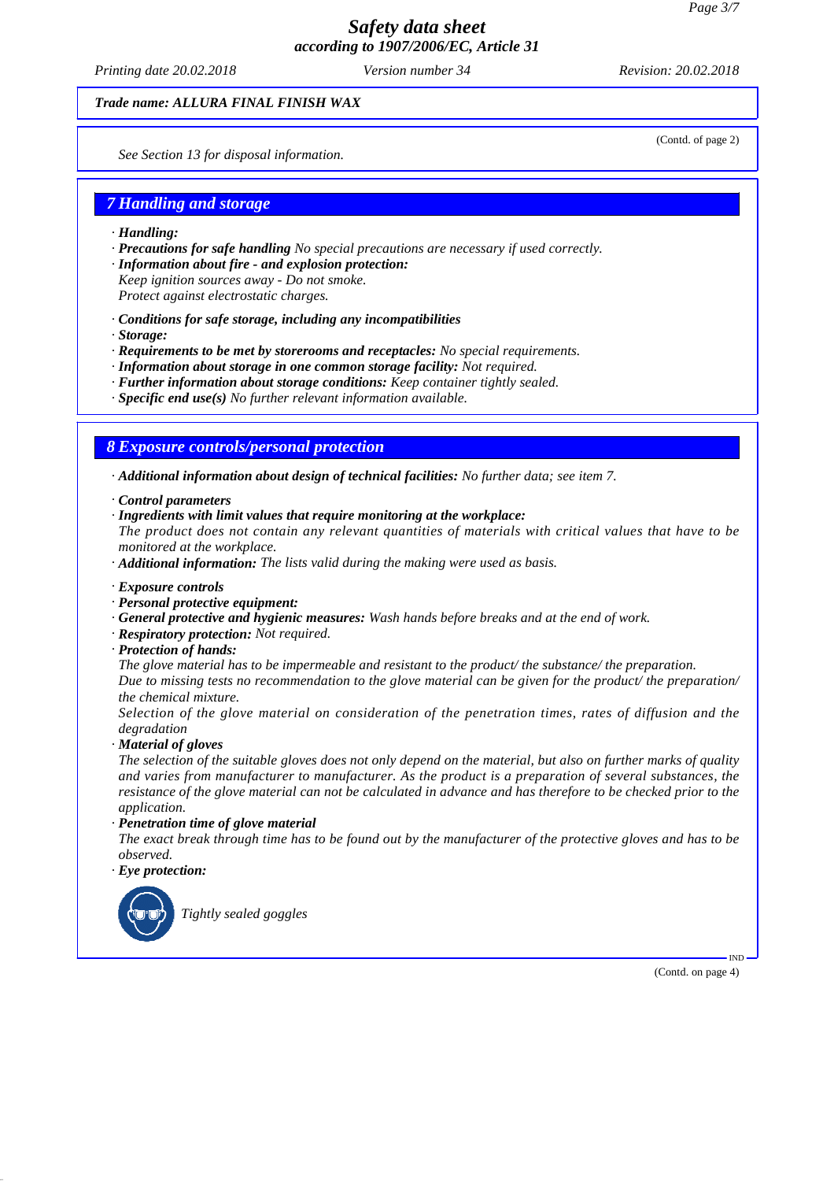*Trade name: ALLURA FINAL FINISH WAX*

(Contd. of page 2)

*See Section 13 for disposal information.*

## 7 Handling and storage

· ***Handling:***
· ***Precautions for safe handling*** *No special precautions are necessary if used correctly.*
· ***Information about fire - and explosion protection:***
*Keep ignition sources away - Do not smoke.*
*Protect against electrostatic charges.*

· ***Conditions for safe storage, including any incompatibilities***
· ***Storage:***
· ***Requirements to be met by storerooms and receptacles:*** *No special requirements.*
· ***Information about storage in one common storage facility:*** *Not required.*
· ***Further information about storage conditions:*** *Keep container tightly sealed.*
· ***Specific end use(s)*** *No further relevant information available.*

## 8 Exposure controls/personal protection

· ***Additional information about design of technical facilities:*** *No further data; see item 7.*

· ***Control parameters***
· ***Ingredients with limit values that require monitoring at the workplace:***
*The product does not contain any relevant quantities of materials with critical values that have to be monitored at the workplace.*
· ***Additional information:*** *The lists valid during the making were used as basis.*

· ***Exposure controls***
· ***Personal protective equipment:***
· ***General protective and hygienic measures:*** *Wash hands before breaks and at the end of work.*
· ***Respiratory protection:*** *Not required.*
· ***Protection of hands:***
*The glove material has to be impermeable and resistant to the product/ the substance/ the preparation.*
*Due to missing tests no recommendation to the glove material can be given for the product/ the preparation/ the chemical mixture.*
*Selection of the glove material on consideration of the penetration times, rates of diffusion and the degradation*
· ***Material of gloves***
*The selection of the suitable gloves does not only depend on the material, but also on further marks of quality and varies from manufacturer to manufacturer. As the product is a preparation of several substances, the resistance of the glove material can not be calculated in advance and has therefore to be checked prior to the application.*
· ***Penetration time of glove material***
*The exact break through time has to be found out by the manufacturer of the protective gloves and has to be observed.*
· ***Eye protection:***

*Tightly sealed goggles*

(Contd. on page 4)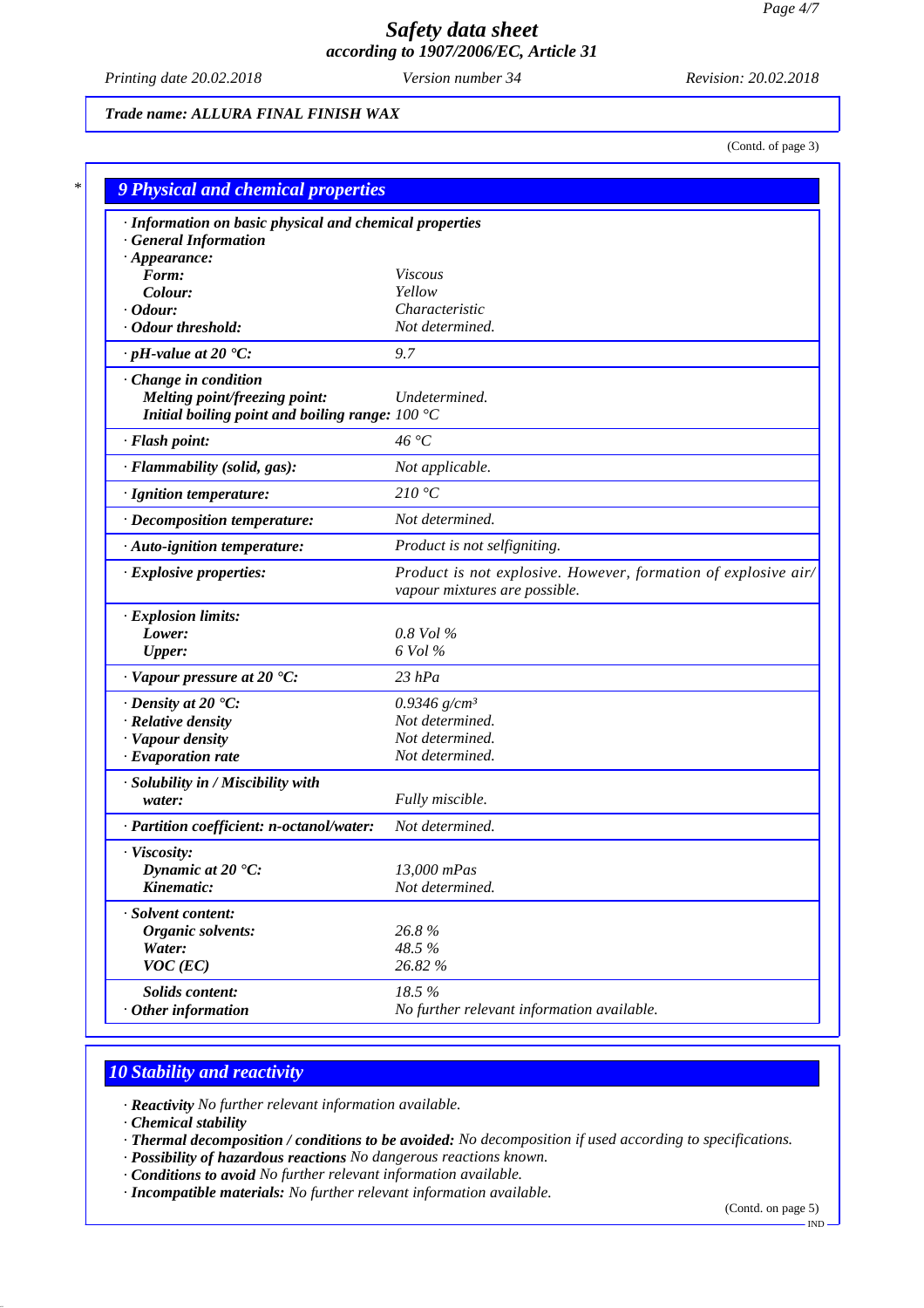*Trade name: ALLURA FINAL FINISH WAX*

(Contd. of page 3)

## 9 Physical and chemical properties

| · Information on basic physical and chemical properties | |
|---|---|
| · General Information | |
| · Appearance: | |
| Form: | Viscous |
| Colour: | Yellow |
| · Odour: | Characteristic |
| · Odour threshold: | Not determined. |
| · pH-value at 20 °C: | 9.7 |
| · Change in condition | |
| Melting point/freezing point: | Undetermined. |
| Initial boiling point and boiling range: | 100 °C |
| · Flash point: | 46 °C |
| · Flammability (solid, gas): | Not applicable. |
| · Ignition temperature: | 210 °C |
| · Decomposition temperature: | Not determined. |
| · Auto-ignition temperature: | Product is not selfigniting. |
| · Explosive properties: | Product is not explosive. However, formation of explosive air/vapour mixtures are possible. |
| · Explosion limits: | |
| Lower: | 0.8 Vol % |
| Upper: | 6 Vol % |
| · Vapour pressure at 20 °C: | 23 hPa |
| · Density at 20 °C: | 0.9346 g/cm³ |
| · Relative density | Not determined. |
| · Vapour density | Not determined. |
| · Evaporation rate | Not determined. |
| · Solubility in / Miscibility with | |
| water: | Fully miscible. |
| · Partition coefficient: n-octanol/water: | Not determined. |
| · Viscosity: | |
| Dynamic at 20 °C: | 13,000 mPas |
| Kinematic: | Not determined. |
| · Solvent content: | |
| Organic solvents: | 26.8 % |
| Water: | 48.5 % |
| VOC (EC) | 26.82 % |
| Solids content: | 18.5 % |
| · Other information | No further relevant information available. |

## 10 Stability and reactivity

· **Reactivity** No further relevant information available.
· **Chemical stability**
· **Thermal decomposition / conditions to be avoided:** No decomposition if used according to specifications.
· **Possibility of hazardous reactions** No dangerous reactions known.
· **Conditions to avoid** No further relevant information available.
· **Incompatible materials:** No further relevant information available.

(Contd. on page 5)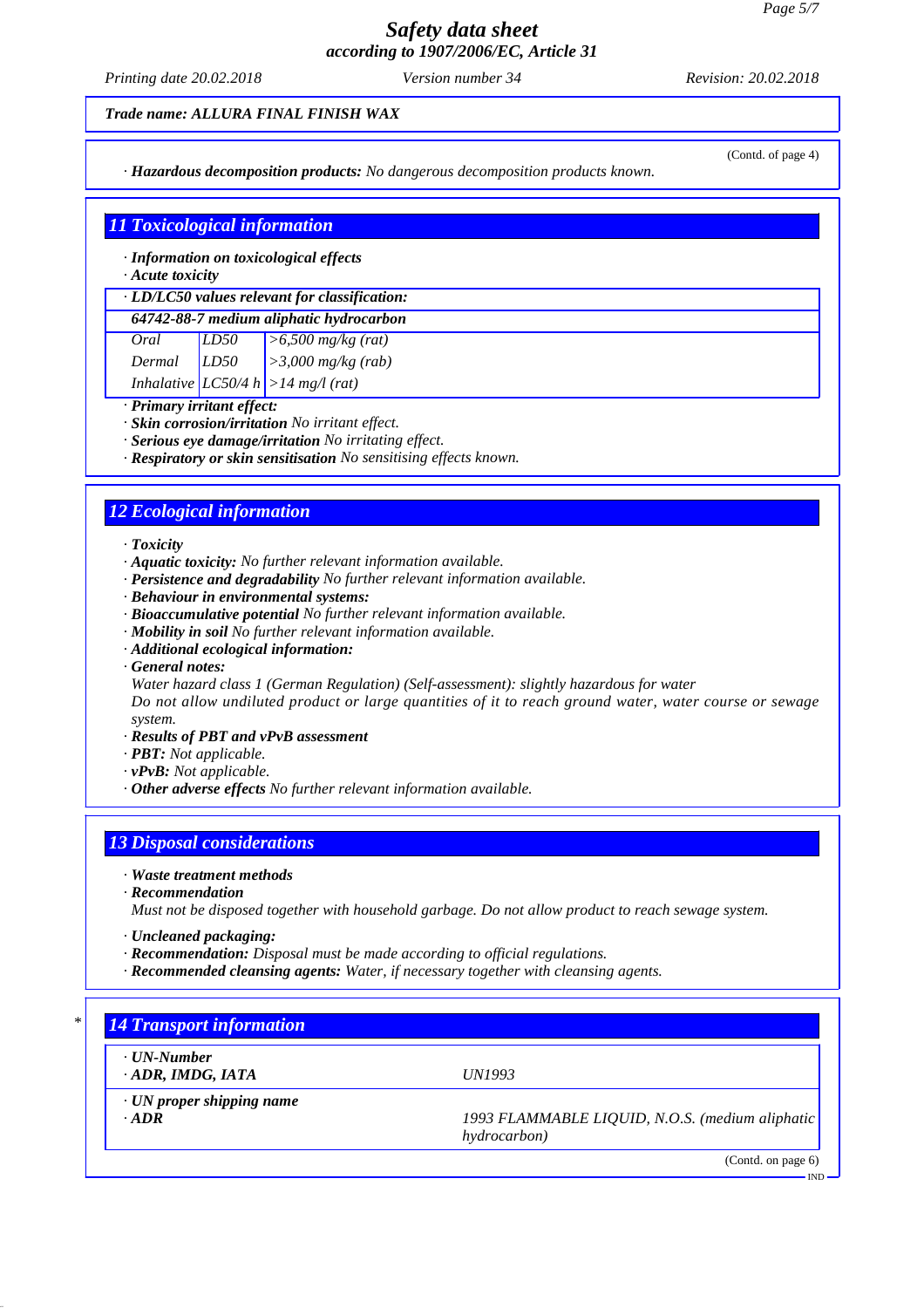**Trade name: ALLURA FINAL FINISH WAX**

(Contd. of page 4)

· **Hazardous decomposition products:** No dangerous decomposition products known.

## 11 Toxicological information

· **Information on toxicological effects**
· **Acute toxicity**

| · LD/LC50 values relevant for classification: | | |
|---|---|---|
| **64742-88-7 medium aliphatic hydrocarbon** | | |
| Oral | LD50 | >6,500 mg/kg (rat) |
| Dermal | LD50 | >3,000 mg/kg (rab) |
| Inhalative | LC50/4 h | >14 mg/l (rat) |

· **Primary irritant effect:**
· **Skin corrosion/irritation** No irritant effect.
· **Serious eye damage/irritation** No irritating effect.
· **Respiratory or skin sensitisation** No sensitising effects known.

## 12 Ecological information

· **Toxicity**
· **Aquatic toxicity:** No further relevant information available.
· **Persistence and degradability** No further relevant information available.
· **Behaviour in environmental systems:**
· **Bioaccumulative potential** No further relevant information available.
· **Mobility in soil** No further relevant information available.
· **Additional ecological information:**
· **General notes:**
Water hazard class 1 (German Regulation) (Self-assessment): slightly hazardous for water
Do not allow undiluted product or large quantities of it to reach ground water, water course or sewage system.
· **Results of PBT and vPvB assessment**
· **PBT:** Not applicable.
· **vPvB:** Not applicable.
· **Other adverse effects** No further relevant information available.

## 13 Disposal considerations

· **Waste treatment methods**
· **Recommendation**
Must not be disposed together with household garbage. Do not allow product to reach sewage system.

· **Uncleaned packaging:**
· **Recommendation:** Disposal must be made according to official regulations.
· **Recommended cleansing agents:** Water, if necessary together with cleansing agents.

## 14 Transport information

| | |
|---|---|
| · **UN-Number** <br> · **ADR, IMDG, IATA** | UN1993 |
| · **UN proper shipping name** <br> · **ADR** | 1993 FLAMMABLE LIQUID, N.O.S. (medium aliphatic hydrocarbon) |

(Contd. on page 6)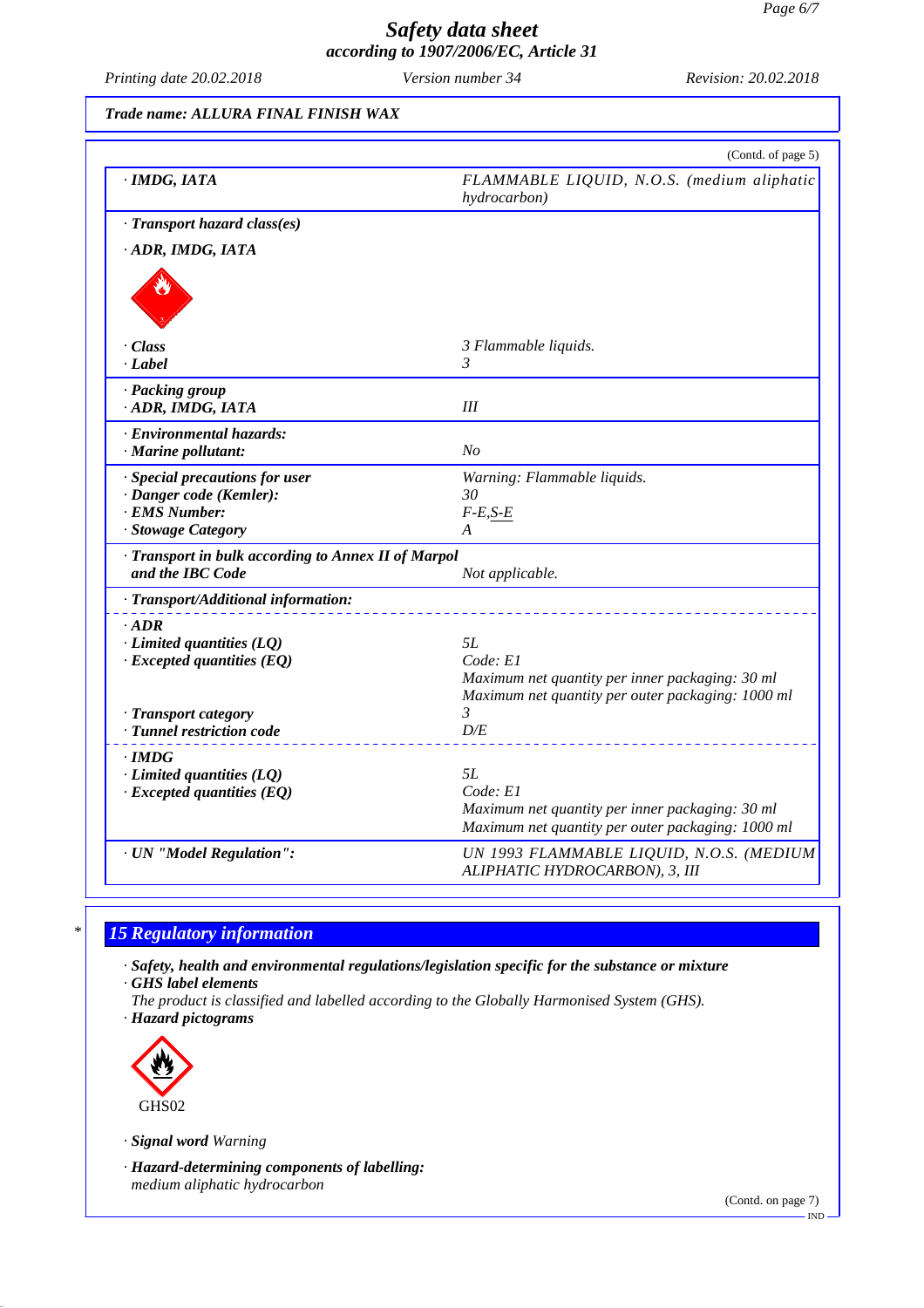Trade name: ALLURA FINAL FINISH WAX

(Contd. of page 5)

| · IMDG, IATA | FLAMMABLE LIQUID, N.O.S. (medium aliphatic hydrocarbon) |
|---|---|
| **· Transport hazard class(es)** | |
| **· ADR, IMDG, IATA** | |
| **· Class** | 3 Flammable liquids. |
| **· Label** | 3 |
| **· Packing group** | |
| **· ADR, IMDG, IATA** | III |
| **· Environmental hazards:** | |
| **· Marine pollutant:** | No |
| **· Special precautions for user** | Warning: Flammable liquids. |
| **· Danger code (Kemler):** | 30 |
| **· EMS Number:** | F-E,S-E |
| **· Stowage Category** | A |
| **· Transport in bulk according to Annex II of Marpol and the IBC Code** | Not applicable. |
| **· Transport/Additional information:** | |
| **· ADR** | |
| **· Limited quantities (LQ)** | 5L |
| **· Excepted quantities (EQ)** | Code: E1<br>Maximum net quantity per inner packaging: 30 ml<br>Maximum net quantity per outer packaging: 1000 ml |
| **· Transport category** | 3 |
| **· Tunnel restriction code** | D/E |
| **· IMDG** | |
| **· Limited quantities (LQ)** | 5L |
| **· Excepted quantities (EQ)** | Code: E1<br>Maximum net quantity per inner packaging: 30 ml<br>Maximum net quantity per outer packaging: 1000 ml |
| **· UN "Model Regulation":** | UN 1993 FLAMMABLE LIQUID, N.O.S. (MEDIUM ALIPHATIC HYDROCARBON), 3, III |

## 15 Regulatory information

**· Safety, health and environmental regulations/legislation specific for the substance or mixture**

**· GHS label elements**

The product is classified and labelled according to the Globally Harmonised System (GHS).

**· Hazard pictograms**

GHS02

**· Signal word** Warning

**· Hazard-determining components of labelling:**

medium aliphatic hydrocarbon

(Contd. on page 7)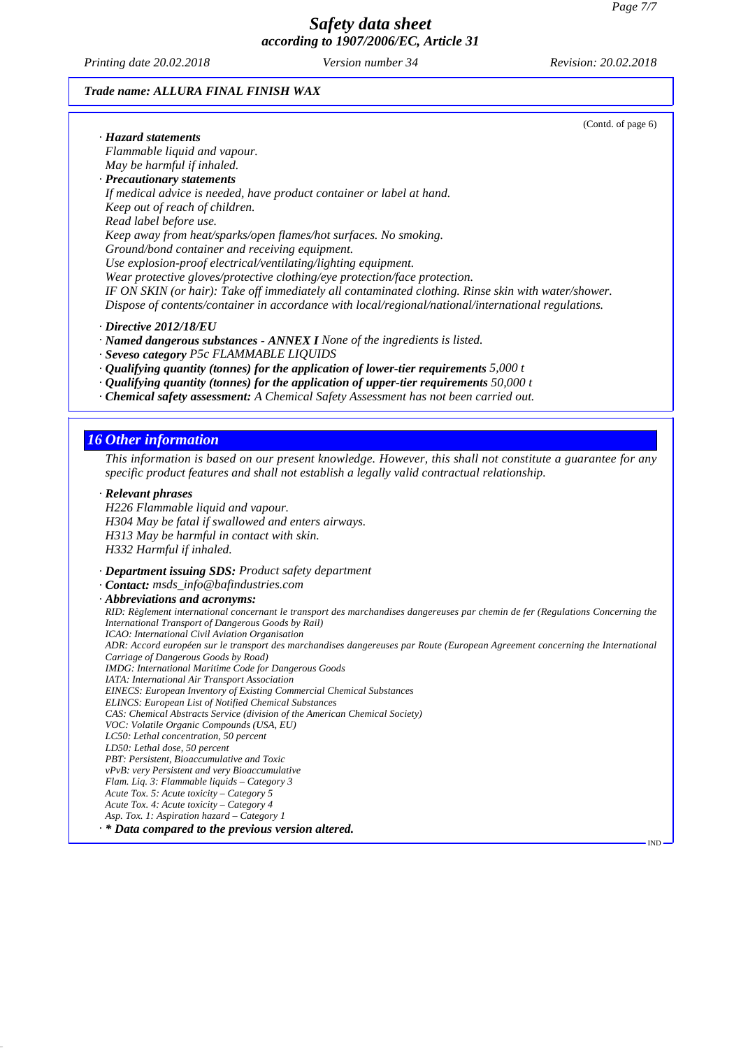*Trade name: ALLURA FINAL FINISH WAX*

(Contd. of page 6)

· ***Hazard statements***
*Flammable liquid and vapour.*
*May be harmful if inhaled.*

· ***Precautionary statements***
*If medical advice is needed, have product container or label at hand.*
*Keep out of reach of children.*
*Read label before use.*
*Keep away from heat/sparks/open flames/hot surfaces. No smoking.*
*Ground/bond container and receiving equipment.*
*Use explosion-proof electrical/ventilating/lighting equipment.*
*Wear protective gloves/protective clothing/eye protection/face protection.*
*IF ON SKIN (or hair): Take off immediately all contaminated clothing. Rinse skin with water/shower.*
*Dispose of contents/container in accordance with local/regional/national/international regulations.*

· ***Directive 2012/18/EU***
· ***Named dangerous substances - ANNEX I*** *None of the ingredients is listed.*
· ***Seveso category*** *P5c FLAMMABLE LIQUIDS*
· ***Qualifying quantity (tonnes) for the application of lower-tier requirements*** *5,000 t*
· ***Qualifying quantity (tonnes) for the application of upper-tier requirements*** *50,000 t*
· ***Chemical safety assessment:*** *A Chemical Safety Assessment has not been carried out.*

## *16 Other information*

*This information is based on our present knowledge. However, this shall not constitute a guarantee for any specific product features and shall not establish a legally valid contractual relationship.*

· ***Relevant phrases***
*H226 Flammable liquid and vapour.*
*H304 May be fatal if swallowed and enters airways.*
*H313 May be harmful in contact with skin.*
*H332 Harmful if inhaled.*

· ***Department issuing SDS:*** *Product safety department*
· ***Contact:*** *msds_info@bafindustries.com*
· ***Abbreviations and acronyms:***
*RID: Règlement international concernant le transport des marchandises dangereuses par chemin de fer (Regulations Concerning the International Transport of Dangerous Goods by Rail)*
*ICAO: International Civil Aviation Organisation*
*ADR: Accord européen sur le transport des marchandises dangereuses par Route (European Agreement concerning the International Carriage of Dangerous Goods by Road)*
*IMDG: International Maritime Code for Dangerous Goods*
*IATA: International Air Transport Association*
*EINECS: European Inventory of Existing Commercial Chemical Substances*
*ELINCS: European List of Notified Chemical Substances*
*CAS: Chemical Abstracts Service (division of the American Chemical Society)*
*VOC: Volatile Organic Compounds (USA, EU)*
*LC50: Lethal concentration, 50 percent*
*LD50: Lethal dose, 50 percent*
*PBT: Persistent, Bioaccumulative and Toxic*
*vPvB: very Persistent and very Bioaccumulative*
*Flam. Liq. 3: Flammable liquids – Category 3*
*Acute Tox. 5: Acute toxicity – Category 5*
*Acute Tox. 4: Acute toxicity – Category 4*
*Asp. Tox. 1: Aspiration hazard – Category 1*

· ***\* Data compared to the previous version altered.***

IND